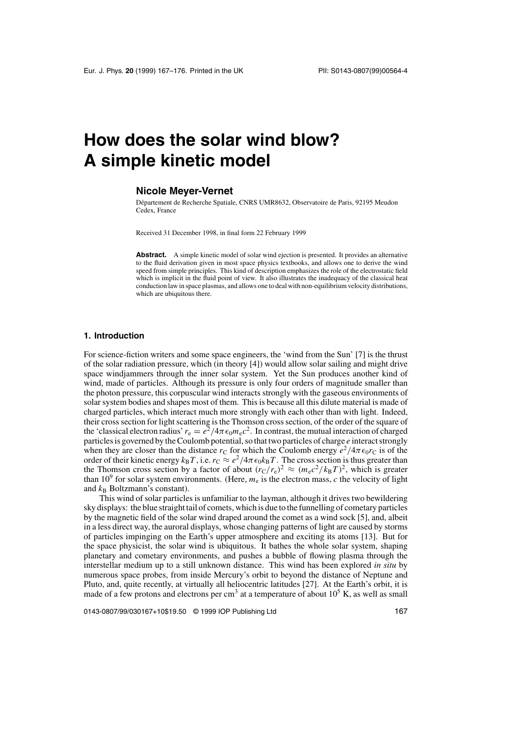# How does the solar wind blow? A simple kinetic model

**Nicole Meyer-Vernet**

Département de Recherche Spatiale, CNRS UMR8632, Observatoire de Paris, 92195 Meudon Cedex, France

Received 31 December 1998, in final form 22 February 1999

**Abstract.** A simple kinetic model of solar wind ejection is presented. It provides an alternative to the fluid derivation given in most space physics textbooks, and allows one to derive the wind speed from simple principles. This kind of description emphasizes the role of the electrostatic field which is implicit in the fluid point of view. It also illustrates the inadequacy of the classical heat conduction law in space plasmas, and allows one to deal with non-equilibrium velocity distributions, which are ubiquitous there.

## 1. Introduction

For science-fiction writers and some space engineers, the 'wind from the Sun' [7] is the thrust of the solar radiation pressure, which (in theory [4]) would allow solar sailing and might drive space windjammers through the inner solar system. Yet the Sun produces another kind of wind, made of particles. Although its pressure is only four orders of magnitude smaller than the photon pressure, this corpuscular wind interacts strongly with the gaseous environments of solar system bodies and shapes most of them. This is because all this dilute material is made of charged particles, which interact much more strongly with each other than with light. Indeed, their cross section for light scattering is the Thomson cross section, of the order of the square of the 'classical electron radius' $r_e = e^2/4\pi\epsilon_0 m_e c^2$. In contrast, the mutual interaction of charged particles is governed by the Coulomb potential, so that two particles of charge $e$ interact strongly when they are closer than the distance $r_C$ for which the Coulomb energy $e^2/4\pi\epsilon_0 r_C$ is of the order of their kinetic energy $k_B T$, i.e. $r_C \approx e^2/4\pi\epsilon_0 k_B T$. The cross section is thus greater than the Thomson cross section by a factor of about $(r_C/r_e)^2 \approx (m_e c^2/k_B T)^2$, which is greater than $10^9$ for solar system environments. (Here, $m_e$ is the electron mass, $c$ the velocity of light and $k_B$ Boltzmann's constant).

This wind of solar particles is unfamiliar to the layman, although it drives two bewildering sky displays: the blue straight tail of comets, which is due to the funnelling of cometary particles by the magnetic field of the solar wind draped around the comet as a wind sock [5], and, albeit in a less direct way, the auroral displays, whose changing patterns of light are caused by storms of particles impinging on the Earth's upper atmosphere and exciting its atoms [13]. But for the space physicist, the solar wind is ubiquitous. It bathes the whole solar system, shaping planetary and cometary environments, and pushes a bubble of flowing plasma through the interstellar medium up to a still unknown distance. This wind has been explored *in situ* by numerous space probes, from inside Mercury's orbit to beyond the distance of Neptune and Pluto, and, quite recently, at virtually all heliocentric latitudes [27]. At the Earth's orbit, it is made of a few protons and electrons per cm$^3$ at a temperature of about $10^5$ K, as well as small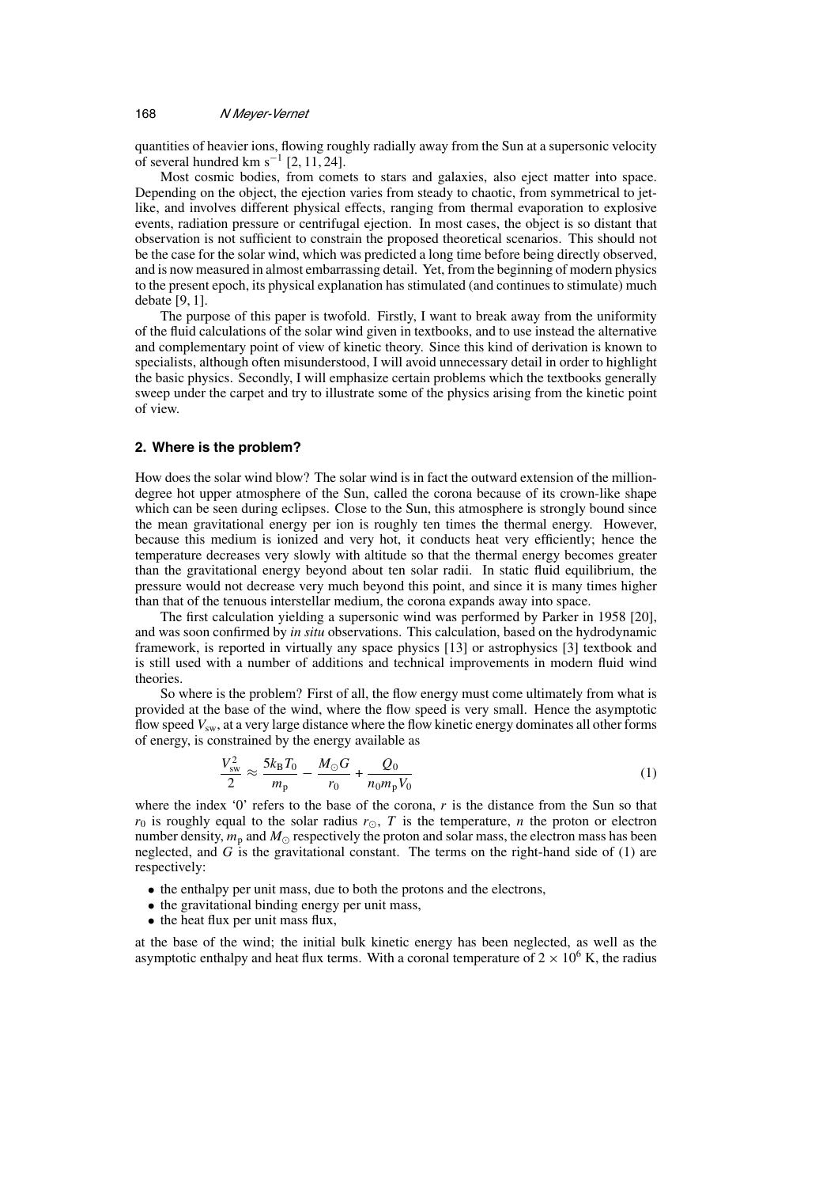quantities of heavier ions, flowing roughly radially away from the Sun at a supersonic velocity of several hundred km $s^{-1}$ [2, 11, 24].

Most cosmic bodies, from comets to stars and galaxies, also eject matter into space. Depending on the object, the ejection varies from steady to chaotic, from symmetrical to jet-like, and involves different physical effects, ranging from thermal evaporation to explosive events, radiation pressure or centrifugal ejection. In most cases, the object is so distant that observation is not sufficient to constrain the proposed theoretical scenarios. This should not be the case for the solar wind, which was predicted a long time before being directly observed, and is now measured in almost embarrassing detail. Yet, from the beginning of modern physics to the present epoch, its physical explanation has stimulated (and continues to stimulate) much debate [9, 1].

The purpose of this paper is twofold. Firstly, I want to break away from the uniformity of the fluid calculations of the solar wind given in textbooks, and to use instead the alternative and complementary point of view of kinetic theory. Since this kind of derivation is known to specialists, although often misunderstood, I will avoid unnecessary detail in order to highlight the basic physics. Secondly, I will emphasize certain problems which the textbooks generally sweep under the carpet and try to illustrate some of the physics arising from the kinetic point of view.

## 2. Where is the problem?

How does the solar wind blow? The solar wind is in fact the outward extension of the million-degree hot upper atmosphere of the Sun, called the corona because of its crown-like shape which can be seen during eclipses. Close to the Sun, this atmosphere is strongly bound since the mean gravitational energy per ion is roughly ten times the thermal energy. However, because this medium is ionized and very hot, it conducts heat very efficiently; hence the temperature decreases very slowly with altitude so that the thermal energy becomes greater than the gravitational energy beyond about ten solar radii. In static fluid equilibrium, the pressure would not decrease very much beyond this point, and since it is many times higher than that of the tenuous interstellar medium, the corona expands away into space.

The first calculation yielding a supersonic wind was performed by Parker in 1958 [20], and was soon confirmed by *in situ* observations. This calculation, based on the hydrodynamic framework, is reported in virtually any space physics [13] or astrophysics [3] textbook and is still used with a number of additions and technical improvements in modern fluid wind theories.

So where is the problem? First of all, the flow energy must come ultimately from what is provided at the base of the wind, where the flow speed is very small. Hence the asymptotic flow speed $V_{sw}$, at a very large distance where the flow kinetic energy dominates all other forms of energy, is constrained by the energy available as

$$\frac{V_{sw}^2}{2} \approx \frac{5k_B T_0}{m_p} - \frac{M_\odot G}{r_0} + \frac{Q_0}{n_0 m_p V_0} \tag{1}$$

where the index '0' refers to the base of the corona, $r$ is the distance from the Sun so that $r_0$ is roughly equal to the solar radius $r_\odot$, $T$ is the temperature, $n$ the proton or electron number density, $m_p$ and $M_\odot$ respectively the proton and solar mass, the electron mass has been neglected, and $G$ is the gravitational constant. The terms on the right-hand side of (1) are respectively:

- the enthalpy per unit mass, due to both the protons and the electrons,
- the gravitational binding energy per unit mass,
- the heat flux per unit mass flux,

at the base of the wind; the initial bulk kinetic energy has been neglected, as well as the asymptotic enthalpy and heat flux terms. With a coronal temperature of $2 \times 10^6$ K, the radius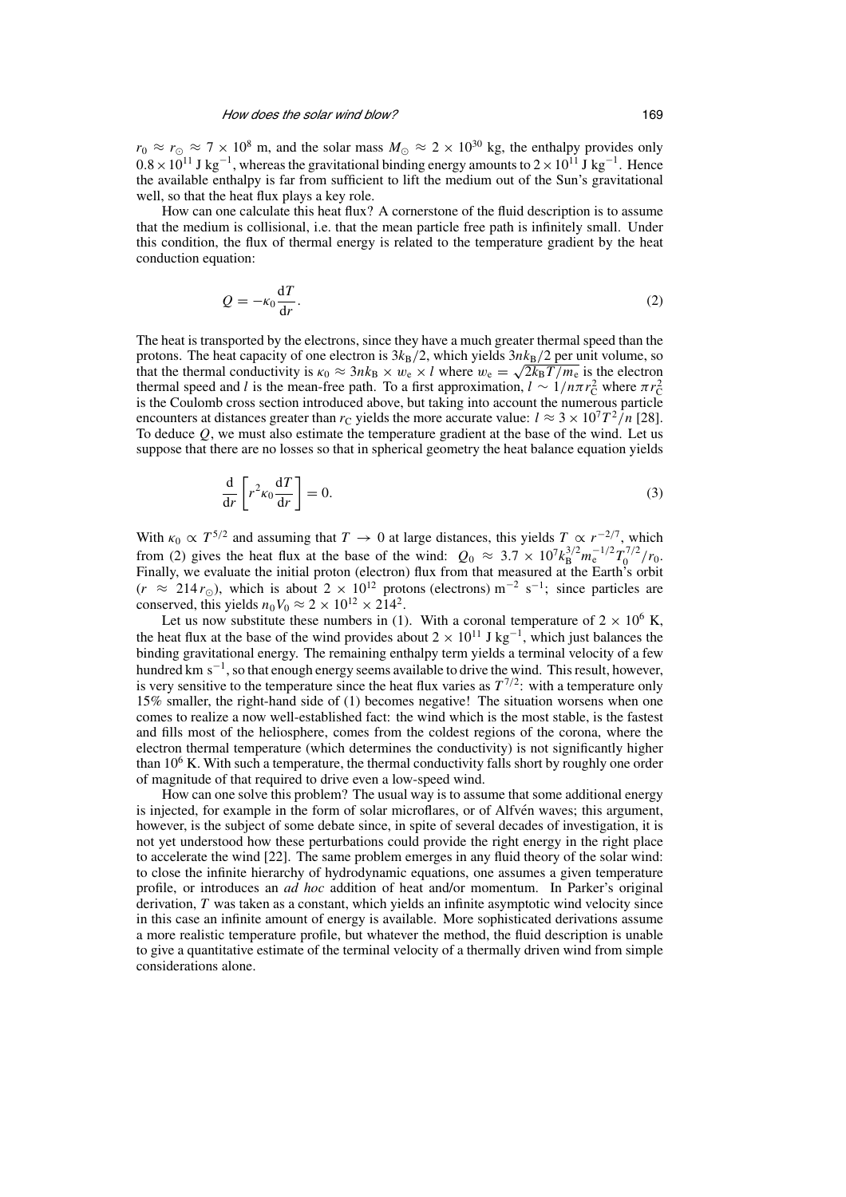$r_0 \approx r_\odot \approx 7 \times 10^8$ m, and the solar mass $M_\odot \approx 2 \times 10^{30}$ kg, the enthalpy provides only $0.8 \times 10^{11}$ J kg$^{-1}$, whereas the gravitational binding energy amounts to $2 \times 10^{11}$ J kg$^{-1}$. Hence the available enthalpy is far from sufficient to lift the medium out of the Sun's gravitational well, so that the heat flux plays a key role.

How can one calculate this heat flux? A cornerstone of the fluid description is to assume that the medium is collisional, i.e. that the mean particle free path is infinitely small. Under this condition, the flux of thermal energy is related to the temperature gradient by the heat conduction equation:

$$Q = -\kappa_0 \frac{\mathrm{d}T}{\mathrm{d}r}. \tag{2}$$

The heat is transported by the electrons, since they have a much greater thermal speed than the protons. The heat capacity of one electron is $3k_\mathrm{B}/2$, which yields $3nk_\mathrm{B}/2$ per unit volume, so that the thermal conductivity is $\kappa_0 \approx 3nk_\mathrm{B} \times w_\mathrm{e} \times l$ where $w_\mathrm{e} = \sqrt{2k_\mathrm{B}T/m_\mathrm{e}}$ is the electron thermal speed and $l$ is the mean-free path. To a first approximation, $l \sim 1/n\pi r_\mathrm{C}^2$ where $\pi r_\mathrm{C}^2$ is the Coulomb cross section introduced above, but taking into account the numerous particle encounters at distances greater than $r_\mathrm{C}$ yields the more accurate value: $l \approx 3 \times 10^7 T^2/n$ [28]. To deduce $Q$, we must also estimate the temperature gradient at the base of the wind. Let us suppose that there are no losses so that in spherical geometry the heat balance equation yields

$$\frac{\mathrm{d}}{\mathrm{d}r}\left[r^2 \kappa_0 \frac{\mathrm{d}T}{\mathrm{d}r}\right] = 0. \tag{3}$$

With $\kappa_0 \propto T^{5/2}$ and assuming that $T \to 0$ at large distances, this yields $T \propto r^{-2/7}$, which from (2) gives the heat flux at the base of the wind: $Q_0 \approx 3.7 \times 10^7 k_\mathrm{B}^{3/2} m_\mathrm{e}^{-1/2} T_0^{7/2}/r_0$. Finally, we evaluate the initial proton (electron) flux from that measured at the Earth's orbit ($r \approx 214\, r_\odot$), which is about $2 \times 10^{12}$ protons (electrons) m$^{-2}$ s$^{-1}$; since particles are conserved, this yields $n_0 V_0 \approx 2 \times 10^{12} \times 214^2$.

Let us now substitute these numbers in (1). With a coronal temperature of $2 \times 10^6$ K, the heat flux at the base of the wind provides about $2 \times 10^{11}$ J kg$^{-1}$, which just balances the binding gravitational energy. The remaining enthalpy term yields a terminal velocity of a few hundred km s$^{-1}$, so that enough energy seems available to drive the wind. This result, however, is very sensitive to the temperature since the heat flux varies as $T^{7/2}$: with a temperature only 15% smaller, the right-hand side of (1) becomes negative! The situation worsens when one comes to realize a now well-established fact: the wind which is the most stable, is the fastest and fills most of the heliosphere, comes from the coldest regions of the corona, where the electron thermal temperature (which determines the conductivity) is not significantly higher than $10^6$ K. With such a temperature, the thermal conductivity falls short by roughly one order of magnitude of that required to drive even a low-speed wind.

How can one solve this problem? The usual way is to assume that some additional energy is injected, for example in the form of solar microflares, or of Alfvén waves; this argument, however, is the subject of some debate since, in spite of several decades of investigation, it is not yet understood how these perturbations could provide the right energy in the right place to accelerate the wind [22]. The same problem emerges in any fluid theory of the solar wind: to close the infinite hierarchy of hydrodynamic equations, one assumes a given temperature profile, or introduces an *ad hoc* addition of heat and/or momentum. In Parker's original derivation, $T$ was taken as a constant, which yields an infinite asymptotic wind velocity since in this case an infinite amount of energy is available. More sophisticated derivations assume a more realistic temperature profile, but whatever the method, the fluid description is unable to give a quantitative estimate of the terminal velocity of a thermally driven wind from simple considerations alone.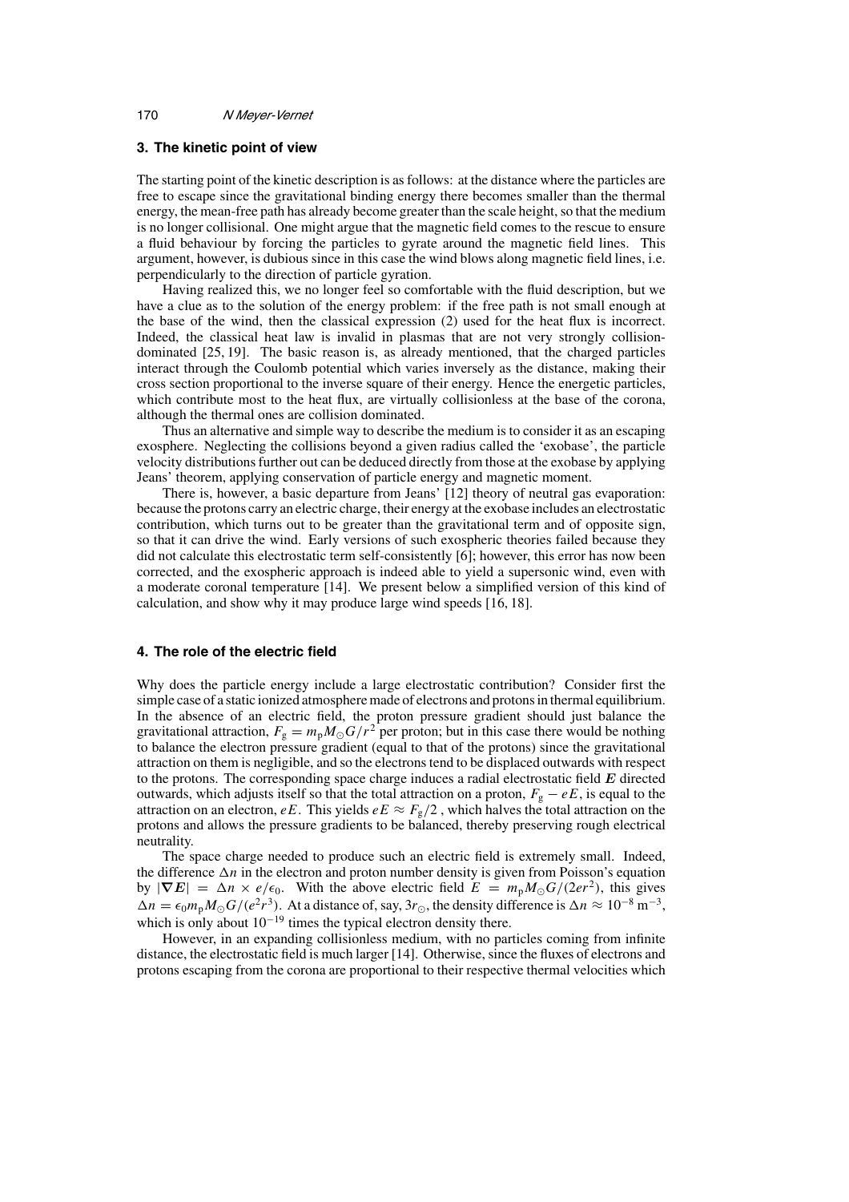## 3. The kinetic point of view

The starting point of the kinetic description is as follows: at the distance where the particles are free to escape since the gravitational binding energy there becomes smaller than the thermal energy, the mean-free path has already become greater than the scale height, so that the medium is no longer collisional. One might argue that the magnetic field comes to the rescue to ensure a fluid behaviour by forcing the particles to gyrate around the magnetic field lines. This argument, however, is dubious since in this case the wind blows along magnetic field lines, i.e. perpendicularly to the direction of particle gyration.

Having realized this, we no longer feel so comfortable with the fluid description, but we have a clue as to the solution of the energy problem: if the free path is not small enough at the base of the wind, then the classical expression (2) used for the heat flux is incorrect. Indeed, the classical heat law is invalid in plasmas that are not very strongly collision-dominated [25, 19]. The basic reason is, as already mentioned, that the charged particles interact through the Coulomb potential which varies inversely as the distance, making their cross section proportional to the inverse square of their energy. Hence the energetic particles, which contribute most to the heat flux, are virtually collisionless at the base of the corona, although the thermal ones are collision dominated.

Thus an alternative and simple way to describe the medium is to consider it as an escaping exosphere. Neglecting the collisions beyond a given radius called the 'exobase', the particle velocity distributions further out can be deduced directly from those at the exobase by applying Jeans' theorem, applying conservation of particle energy and magnetic moment.

There is, however, a basic departure from Jeans' [12] theory of neutral gas evaporation: because the protons carry an electric charge, their energy at the exobase includes an electrostatic contribution, which turns out to be greater than the gravitational term and of opposite sign, so that it can drive the wind. Early versions of such exospheric theories failed because they did not calculate this electrostatic term self-consistently [6]; however, this error has now been corrected, and the exospheric approach is indeed able to yield a supersonic wind, even with a moderate coronal temperature [14]. We present below a simplified version of this kind of calculation, and show why it may produce large wind speeds [16, 18].

## 4. The role of the electric field

Why does the particle energy include a large electrostatic contribution? Consider first the simple case of a static ionized atmosphere made of electrons and protons in thermal equilibrium. In the absence of an electric field, the proton pressure gradient should just balance the gravitational attraction, $F_g = m_p M_\odot G/r^2$ per proton; but in this case there would be nothing to balance the electron pressure gradient (equal to that of the protons) since the gravitational attraction on them is negligible, and so the electrons tend to be displaced outwards with respect to the protons. The corresponding space charge induces a radial electrostatic field $\boldsymbol{E}$ directed outwards, which adjusts itself so that the total attraction on a proton, $F_g - eE$, is equal to the attraction on an electron, $eE$. This yields $eE \approx F_g/2$ , which halves the total attraction on the protons and allows the pressure gradients to be balanced, thereby preserving rough electrical neutrality.

The space charge needed to produce such an electric field is extremely small. Indeed, the difference $\Delta n$ in the electron and proton number density is given from Poisson's equation by $|\nabla \boldsymbol{E}| = \Delta n \times e/\epsilon_0$. With the above electric field $E = m_p M_\odot G/(2er^2)$, this gives $\Delta n = \epsilon_0 m_p M_\odot G/(e^2 r^3)$. At a distance of, say, $3r_\odot$, the density difference is $\Delta n \approx 10^{-8}\ \mathrm{m}^{-3}$, which is only about $10^{-19}$ times the typical electron density there.

However, in an expanding collisionless medium, with no particles coming from infinite distance, the electrostatic field is much larger [14]. Otherwise, since the fluxes of electrons and protons escaping from the corona are proportional to their respective thermal velocities which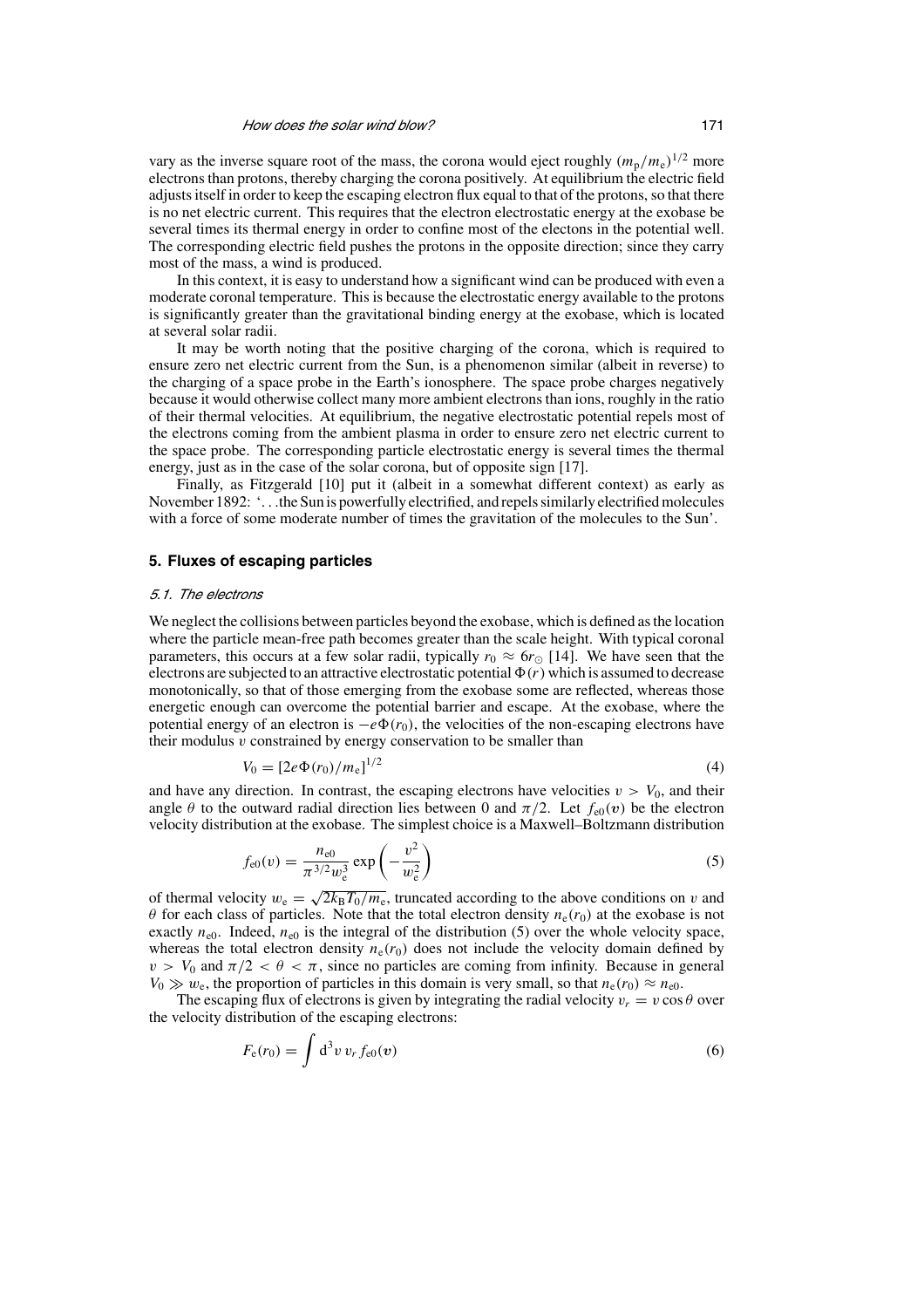vary as the inverse square root of the mass, the corona would eject roughly $(m_p/m_e)^{1/2}$ more electrons than protons, thereby charging the corona positively. At equilibrium the electric field adjusts itself in order to keep the escaping electron flux equal to that of the protons, so that there is no net electric current. This requires that the electron electrostatic energy at the exobase be several times its thermal energy in order to confine most of the electons in the potential well. The corresponding electric field pushes the protons in the opposite direction; since they carry most of the mass, a wind is produced.

In this context, it is easy to understand how a significant wind can be produced with even a moderate coronal temperature. This is because the electrostatic energy available to the protons is significantly greater than the gravitational binding energy at the exobase, which is located at several solar radii.

It may be worth noting that the positive charging of the corona, which is required to ensure zero net electric current from the Sun, is a phenomenon similar (albeit in reverse) to the charging of a space probe in the Earth's ionosphere. The space probe charges negatively because it would otherwise collect many more ambient electrons than ions, roughly in the ratio of their thermal velocities. At equilibrium, the negative electrostatic potential repels most of the electrons coming from the ambient plasma in order to ensure zero net electric current to the space probe. The corresponding particle electrostatic energy is several times the thermal energy, just as in the case of the solar corona, but of opposite sign [17].

Finally, as Fitzgerald [10] put it (albeit in a somewhat different context) as early as November 1892: '...the Sun is powerfully electrified, and repels similarly electrified molecules with a force of some moderate number of times the gravitation of the molecules to the Sun'.

## 5. Fluxes of escaping particles

### 5.1. The electrons

We neglect the collisions between particles beyond the exobase, which is defined as the location where the particle mean-free path becomes greater than the scale height. With typical coronal parameters, this occurs at a few solar radii, typically $r_0 \approx 6r_\odot$ [14]. We have seen that the electrons are subjected to an attractive electrostatic potential $\Phi(r)$ which is assumed to decrease monotonically, so that of those emerging from the exobase some are reflected, whereas those energetic enough can overcome the potential barrier and escape. At the exobase, where the potential energy of an electron is $-e\Phi(r_0)$, the velocities of the non-escaping electrons have their modulus $v$ constrained by energy conservation to be smaller than

$$V_0 = [2e\Phi(r_0)/m_e]^{1/2} \tag{4}$$

and have any direction. In contrast, the escaping electrons have velocities $v > V_0$, and their angle $\theta$ to the outward radial direction lies between 0 and $\pi/2$. Let $f_{e0}(\boldsymbol{v})$ be the electron velocity distribution at the exobase. The simplest choice is a Maxwell–Boltzmann distribution

$$f_{e0}(v) = \frac{n_{e0}}{\pi^{3/2} w_e^3} \exp\left(-\frac{v^2}{w_e^2}\right) \tag{5}$$

of thermal velocity $w_e = \sqrt{2k_B T_0/m_e}$, truncated according to the above conditions on $v$ and $\theta$ for each class of particles. Note that the total electron density $n_e(r_0)$ at the exobase is not exactly $n_{e0}$. Indeed, $n_{e0}$ is the integral of the distribution (5) over the whole velocity space, whereas the total electron density $n_e(r_0)$ does not include the velocity domain defined by $v > V_0$ and $\pi/2 < \theta < \pi$, since no particles are coming from infinity. Because in general $V_0 \gg w_e$, the proportion of particles in this domain is very small, so that $n_e(r_0) \approx n_{e0}$.

The escaping flux of electrons is given by integrating the radial velocity $v_r = v\cos\theta$ over the velocity distribution of the escaping electrons:

$$F_e(r_0) = \int \mathrm{d}^3 v \, v_r \, f_{e0}(\boldsymbol{v}) \tag{6}$$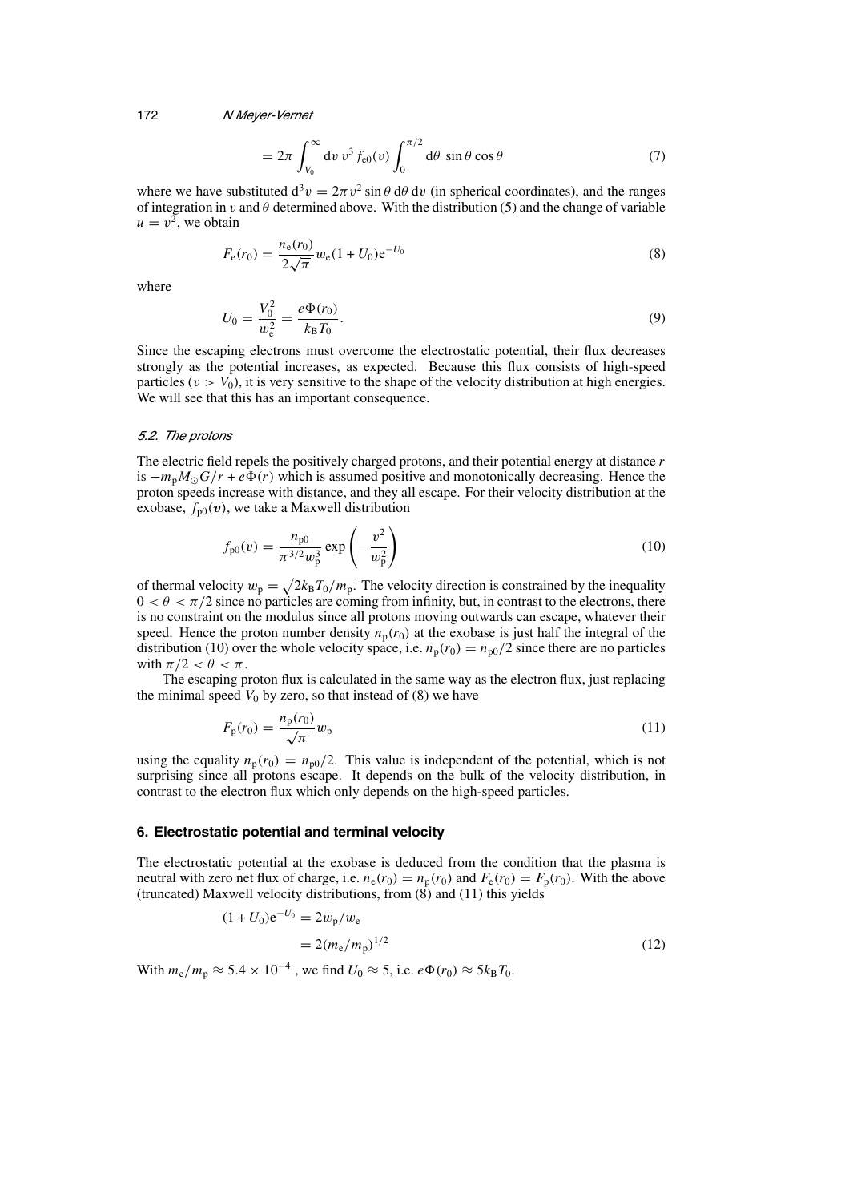$$= 2\pi \int_{V_0}^{\infty} \mathrm{d}v \, v^3 f_{e0}(v) \int_0^{\pi/2} \mathrm{d}\theta \, \sin\theta \cos\theta \tag{7}$$

where we have substituted $\mathrm{d}^3v = 2\pi v^2 \sin\theta \, \mathrm{d}\theta \, \mathrm{d}v$ (in spherical coordinates), and the ranges of integration in $v$ and $\theta$ determined above. With the distribution (5) and the change of variable $u = v^2$, we obtain

$$F_e(r_0) = \frac{n_e(r_0)}{2\sqrt{\pi}} w_e (1 + U_0) \mathrm{e}^{-U_0} \tag{8}$$

where

$$U_0 = \frac{V_0^2}{w_e^2} = \frac{e\Phi(r_0)}{k_B T_0}. \tag{9}$$

Since the escaping electrons must overcome the electrostatic potential, their flux decreases strongly as the potential increases, as expected. Because this flux consists of high-speed particles ($v > V_0$), it is very sensitive to the shape of the velocity distribution at high energies. We will see that this has an important consequence.

### *5.2. The protons*

The electric field repels the positively charged protons, and their potential energy at distance $r$ is $-m_p M_\odot G/r + e\Phi(r)$ which is assumed positive and monotonically decreasing. Hence the proton speeds increase with distance, and they all escape. For their velocity distribution at the exobase, $f_{p0}(\boldsymbol{v})$, we take a Maxwell distribution

$$f_{p0}(v) = \frac{n_{p0}}{\pi^{3/2} w_p^3} \exp\left(-\frac{v^2}{w_p^2}\right) \tag{10}$$

of thermal velocity $w_p = \sqrt{2k_B T_0/m_p}$. The velocity direction is constrained by the inequality $0 < \theta < \pi/2$ since no particles are coming from infinity, but, in contrast to the electrons, there is no constraint on the modulus since all protons moving outwards can escape, whatever their speed. Hence the proton number density $n_p(r_0)$ at the exobase is just half the integral of the distribution (10) over the whole velocity space, i.e. $n_p(r_0) = n_{p0}/2$ since there are no particles with $\pi/2 < \theta < \pi$.

The escaping proton flux is calculated in the same way as the electron flux, just replacing the minimal speed $V_0$ by zero, so that instead of (8) we have

$$F_p(r_0) = \frac{n_p(r_0)}{\sqrt{\pi}} w_p \tag{11}$$

using the equality $n_p(r_0) = n_{p0}/2$. This value is independent of the potential, which is not surprising since all protons escape. It depends on the bulk of the velocity distribution, in contrast to the electron flux which only depends on the high-speed particles.

## 6. Electrostatic potential and terminal velocity

The electrostatic potential at the exobase is deduced from the condition that the plasma is neutral with zero net flux of charge, i.e. $n_e(r_0) = n_p(r_0)$ and $F_e(r_0) = F_p(r_0)$. With the above (truncated) Maxwell velocity distributions, from (8) and (11) this yields

$$\begin{aligned}(1 + U_0)\mathrm{e}^{-U_0} &= 2w_p/w_e \\ &= 2(m_e/m_p)^{1/2}\end{aligned} \tag{12}$$

With $m_e/m_p \approx 5.4 \times 10^{-4}$, we find $U_0 \approx 5$, i.e. $e\Phi(r_0) \approx 5k_B T_0$.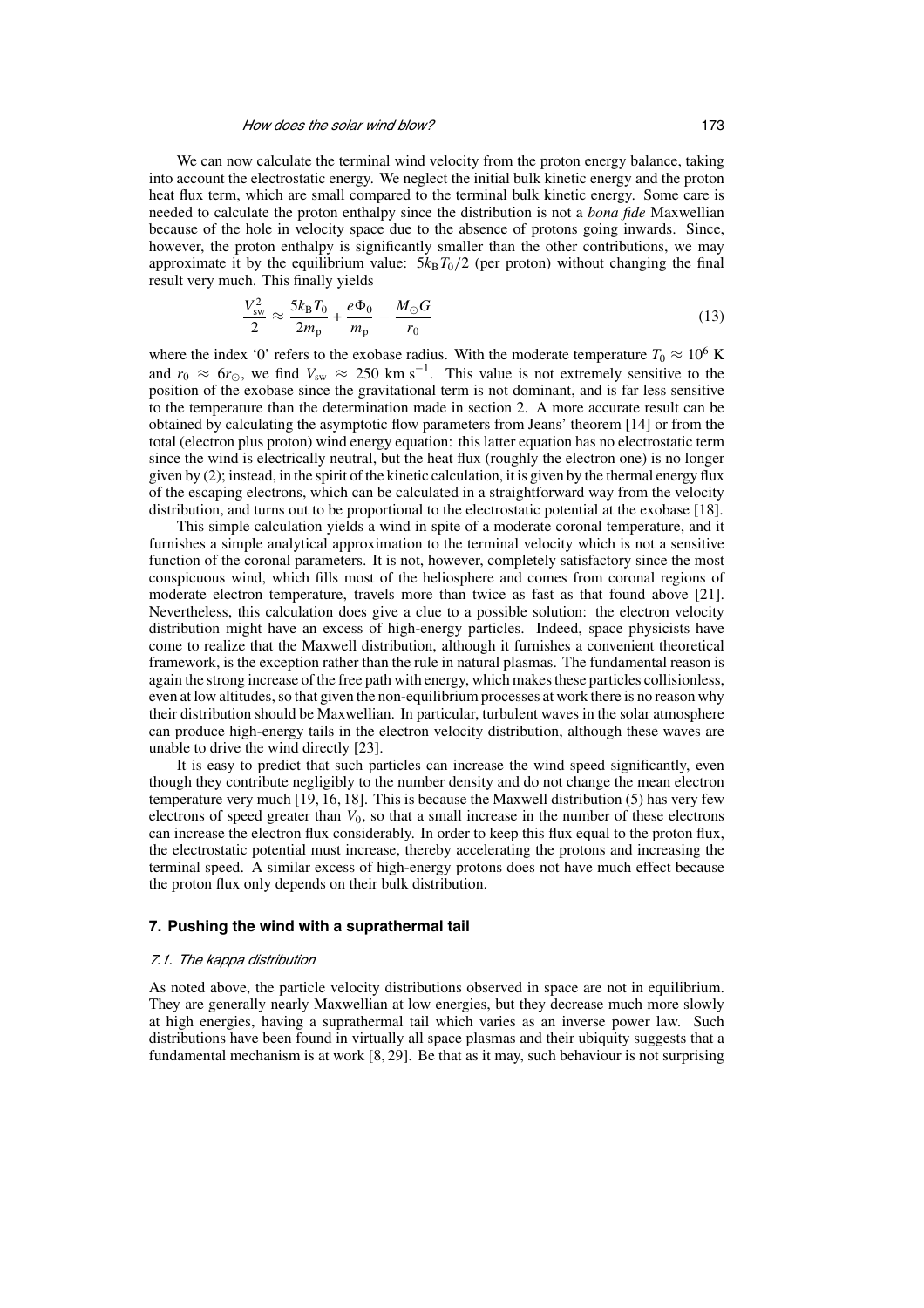We can now calculate the terminal wind velocity from the proton energy balance, taking into account the electrostatic energy. We neglect the initial bulk kinetic energy and the proton heat flux term, which are small compared to the terminal bulk kinetic energy. Some care is needed to calculate the proton enthalpy since the distribution is not a *bona fide* Maxwellian because of the hole in velocity space due to the absence of protons going inwards. Since, however, the proton enthalpy is significantly smaller than the other contributions, we may approximate it by the equilibrium value: $5k_{\mathrm{B}}T_0/2$ (per proton) without changing the final result very much. This finally yields

$$\frac{V_{\mathrm{sw}}^2}{2} \approx \frac{5k_{\mathrm{B}}T_0}{2m_{\mathrm{p}}} + \frac{e\Phi_0}{m_{\mathrm{p}}} - \frac{M_{\odot}G}{r_0} \tag{13}$$

where the index '0' refers to the exobase radius. With the moderate temperature $T_0 \approx 10^6$ K and $r_0 \approx 6r_{\odot}$, we find $V_{\mathrm{sw}} \approx 250$ km s$^{-1}$. This value is not extremely sensitive to the position of the exobase since the gravitational term is not dominant, and is far less sensitive to the temperature than the determination made in section 2. A more accurate result can be obtained by calculating the asymptotic flow parameters from Jeans' theorem [14] or from the total (electron plus proton) wind energy equation: this latter equation has no electrostatic term since the wind is electrically neutral, but the heat flux (roughly the electron one) is no longer given by (2); instead, in the spirit of the kinetic calculation, it is given by the thermal energy flux of the escaping electrons, which can be calculated in a straightforward way from the velocity distribution, and turns out to be proportional to the electrostatic potential at the exobase [18].

This simple calculation yields a wind in spite of a moderate coronal temperature, and it furnishes a simple analytical approximation to the terminal velocity which is not a sensitive function of the coronal parameters. It is not, however, completely satisfactory since the most conspicuous wind, which fills most of the heliosphere and comes from coronal regions of moderate electron temperature, travels more than twice as fast as that found above [21]. Nevertheless, this calculation does give a clue to a possible solution: the electron velocity distribution might have an excess of high-energy particles. Indeed, space physicists have come to realize that the Maxwell distribution, although it furnishes a convenient theoretical framework, is the exception rather than the rule in natural plasmas. The fundamental reason is again the strong increase of the free path with energy, which makes these particles collisionless, even at low altitudes, so that given the non-equilibrium processes at work there is no reason why their distribution should be Maxwellian. In particular, turbulent waves in the solar atmosphere can produce high-energy tails in the electron velocity distribution, although these waves are unable to drive the wind directly [23].

It is easy to predict that such particles can increase the wind speed significantly, even though they contribute negligibly to the number density and do not change the mean electron temperature very much [19, 16, 18]. This is because the Maxwell distribution (5) has very few electrons of speed greater than $V_0$, so that a small increase in the number of these electrons can increase the electron flux considerably. In order to keep this flux equal to the proton flux, the electrostatic potential must increase, thereby accelerating the protons and increasing the terminal speed. A similar excess of high-energy protons does not have much effect because the proton flux only depends on their bulk distribution.

## 7. Pushing the wind with a suprathermal tail

### 7.1. The kappa distribution

As noted above, the particle velocity distributions observed in space are not in equilibrium. They are generally nearly Maxwellian at low energies, but they decrease much more slowly at high energies, having a suprathermal tail which varies as an inverse power law. Such distributions have been found in virtually all space plasmas and their ubiquity suggests that a fundamental mechanism is at work [8, 29]. Be that as it may, such behaviour is not surprising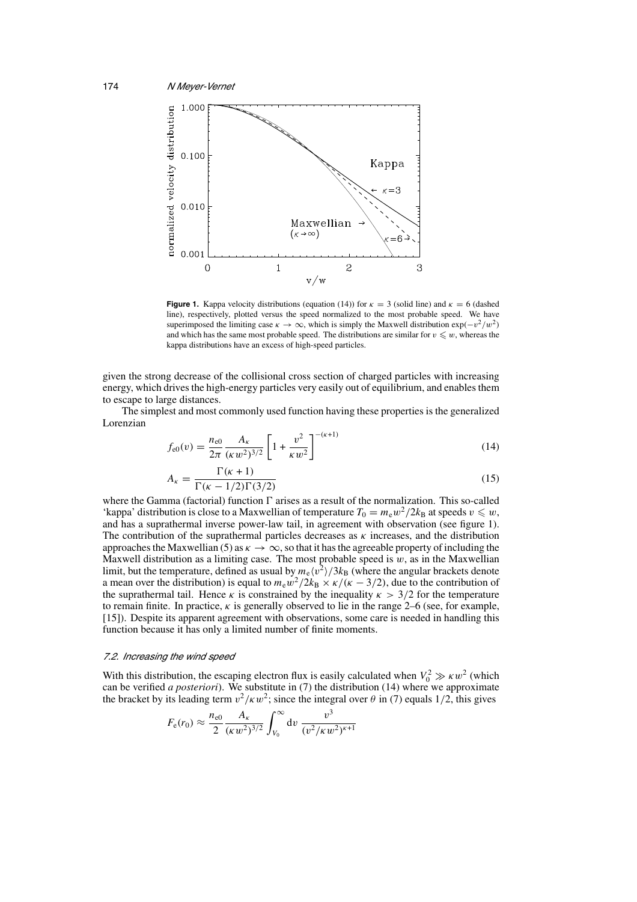**Figure 1.** Kappa velocity distributions (equation (14)) for $\kappa = 3$ (solid line) and $\kappa = 6$ (dashed line), respectively, plotted versus the speed normalized to the most probable speed. We have superimposed the limiting case $\kappa \to \infty$, which is simply the Maxwell distribution $\exp(-v^2/w^2)$ and which has the same most probable speed. The distributions are similar for $v \leqslant w$, whereas the kappa distributions have an excess of high-speed particles.

given the strong decrease of the collisional cross section of charged particles with increasing energy, which drives the high-energy particles very easily out of equilibrium, and enables them to escape to large distances.

The simplest and most commonly used function having these properties is the generalized Lorenzian

$$f_{e0}(v) = \frac{n_{e0}}{2\pi} \frac{A_\kappa}{(\kappa w^2)^{3/2}} \left[1 + \frac{v^2}{\kappa w^2}\right]^{-(\kappa+1)} \tag{14}$$

$$A_\kappa = \frac{\Gamma(\kappa + 1)}{\Gamma(\kappa - 1/2)\Gamma(3/2)} \tag{15}$$

where the Gamma (factorial) function $\Gamma$ arises as a result of the normalization. This so-called 'kappa' distribution is close to a Maxwellian of temperature $T_0 = m_e w^2/2k_B$ at speeds $v \leqslant w$, and has a suprathermal inverse power-law tail, in agreement with observation (see figure 1). The contribution of the suprathermal particles decreases as $\kappa$ increases, and the distribution approaches the Maxwellian (5) as $\kappa \to \infty$, so that it has the agreeable property of including the Maxwell distribution as a limiting case. The most probable speed is $w$, as in the Maxwellian limit, but the temperature, defined as usual by $m_e\langle v^2\rangle/3k_B$ (where the angular brackets denote a mean over the distribution) is equal to $m_e w^2/2k_B \times \kappa/(\kappa - 3/2)$, due to the contribution of the suprathermal tail. Hence $\kappa$ is constrained by the inequality $\kappa > 3/2$ for the temperature to remain finite. In practice, $\kappa$ is generally observed to lie in the range 2–6 (see, for example, [15]). Despite its apparent agreement with observations, some care is needed in handling this function because it has only a limited number of finite moments.

### 7.2. Increasing the wind speed

With this distribution, the escaping electron flux is easily calculated when $V_0^2 \gg \kappa w^2$ (which can be verified *a posteriori*). We substitute in (7) the distribution (14) where we approximate the bracket by its leading term $v^2/\kappa w^2$; since the integral over $\theta$ in (7) equals 1/2, this gives

$$F_e(r_0) \approx \frac{n_{e0}}{2} \frac{A_\kappa}{(\kappa w^2)^{3/2}} \int_{V_0}^{\infty} \mathrm{d}v \, \frac{v^3}{(v^2/\kappa w^2)^{\kappa+1}}$$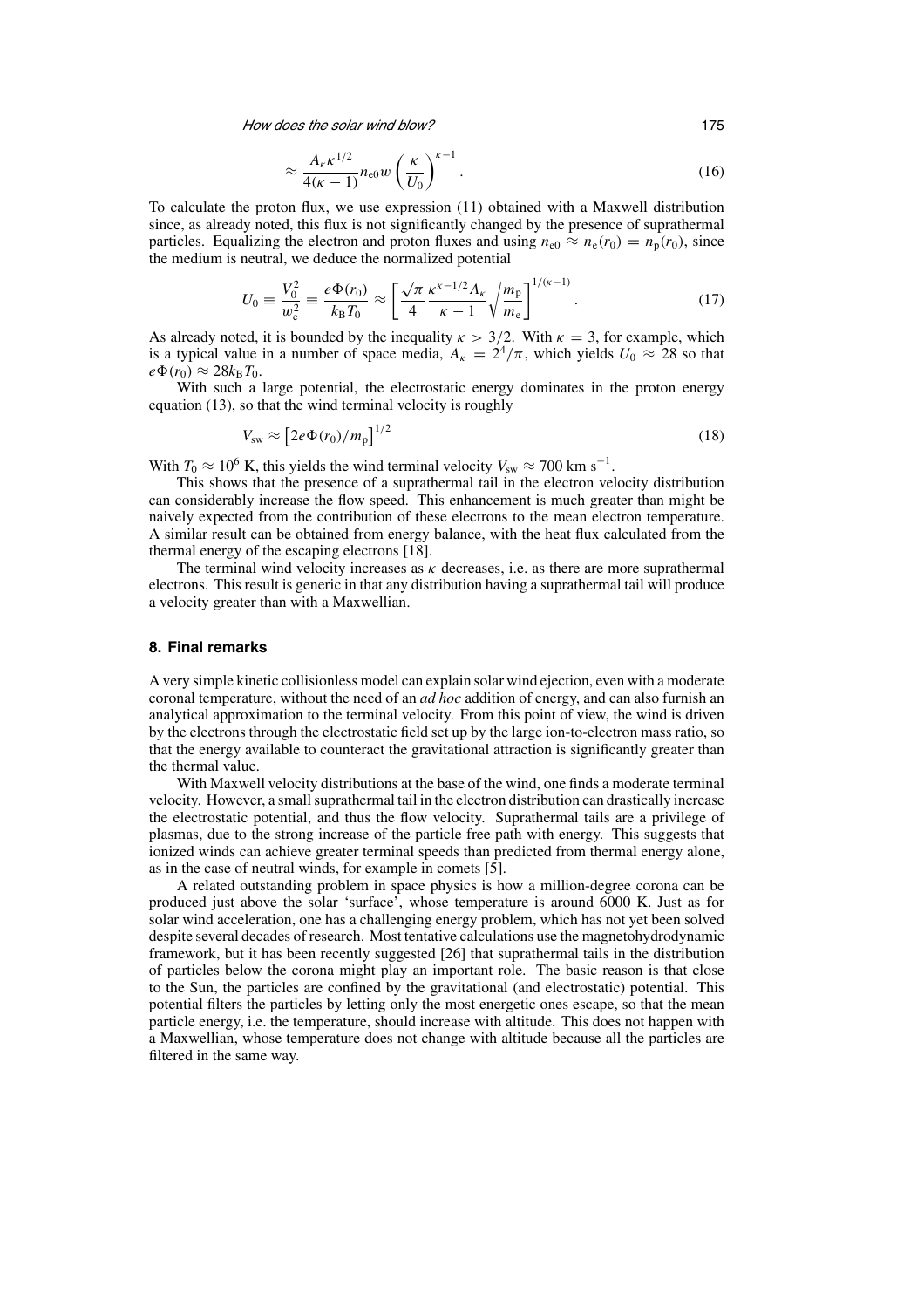$$\approx \frac{A_\kappa \kappa^{1/2}}{4(\kappa - 1)} n_{e0} w \left(\frac{\kappa}{U_0}\right)^{\kappa-1}. \tag{16}$$

To calculate the proton flux, we use expression (11) obtained with a Maxwell distribution since, as already noted, this flux is not significantly changed by the presence of suprathermal particles. Equalizing the electron and proton fluxes and using $n_{e0} \approx n_e(r_0) = n_p(r_0)$, since the medium is neutral, we deduce the normalized potential

$$U_0 \equiv \frac{V_0^2}{w_e^2} \equiv \frac{e\Phi(r_0)}{k_B T_0} \approx \left[\frac{\sqrt{\pi}}{4} \frac{\kappa^{\kappa-1/2} A_\kappa}{\kappa - 1} \sqrt{\frac{m_p}{m_e}}\right]^{1/(\kappa-1)}. \tag{17}$$

As already noted, it is bounded by the inequality $\kappa > 3/2$. With $\kappa = 3$, for example, which is a typical value in a number of space media, $A_\kappa = 2^4/\pi$, which yields $U_0 \approx 28$ so that $e\Phi(r_0) \approx 28 k_B T_0$.

With such a large potential, the electrostatic energy dominates in the proton energy equation (13), so that the wind terminal velocity is roughly

$$V_{sw} \approx \left[2e\Phi(r_0)/m_p\right]^{1/2} \tag{18}$$

With $T_0 \approx 10^6$ K, this yields the wind terminal velocity $V_{sw} \approx 700$ km s$^{-1}$.

This shows that the presence of a suprathermal tail in the electron velocity distribution can considerably increase the flow speed. This enhancement is much greater than might be naively expected from the contribution of these electrons to the mean electron temperature. A similar result can be obtained from energy balance, with the heat flux calculated from the thermal energy of the escaping electrons [18].

The terminal wind velocity increases as $\kappa$ decreases, i.e. as there are more suprathermal electrons. This result is generic in that any distribution having a suprathermal tail will produce a velocity greater than with a Maxwellian.

## 8. Final remarks

A very simple kinetic collisionless model can explain solar wind ejection, even with a moderate coronal temperature, without the need of an *ad hoc* addition of energy, and can also furnish an analytical approximation to the terminal velocity. From this point of view, the wind is driven by the electrons through the electrostatic field set up by the large ion-to-electron mass ratio, so that the energy available to counteract the gravitational attraction is significantly greater than the thermal value.

With Maxwell velocity distributions at the base of the wind, one finds a moderate terminal velocity. However, a small suprathermal tail in the electron distribution can drastically increase the electrostatic potential, and thus the flow velocity. Suprathermal tails are a privilege of plasmas, due to the strong increase of the particle free path with energy. This suggests that ionized winds can achieve greater terminal speeds than predicted from thermal energy alone, as in the case of neutral winds, for example in comets [5].

A related outstanding problem in space physics is how a million-degree corona can be produced just above the solar 'surface', whose temperature is around 6000 K. Just as for solar wind acceleration, one has a challenging energy problem, which has not yet been solved despite several decades of research. Most tentative calculations use the magnetohydrodynamic framework, but it has been recently suggested [26] that suprathermal tails in the distribution of particles below the corona might play an important role. The basic reason is that close to the Sun, the particles are confined by the gravitational (and electrostatic) potential. This potential filters the particles by letting only the most energetic ones escape, so that the mean particle energy, i.e. the temperature, should increase with altitude. This does not happen with a Maxwellian, whose temperature does not change with altitude because all the particles are filtered in the same way.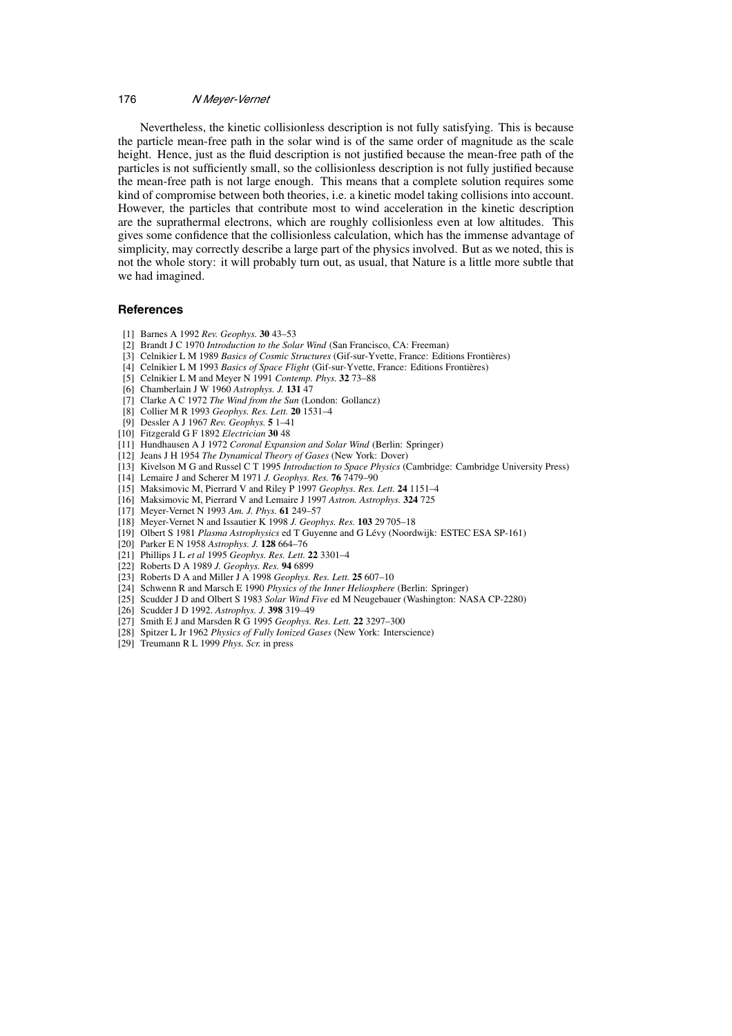Nevertheless, the kinetic collisionless description is not fully satisfying. This is because the particle mean-free path in the solar wind is of the same order of magnitude as the scale height. Hence, just as the fluid description is not justified because the mean-free path of the particles is not sufficiently small, so the collisionless description is not fully justified because the mean-free path is not large enough. This means that a complete solution requires some kind of compromise between both theories, i.e. a kinetic model taking collisions into account. However, the particles that contribute most to wind acceleration in the kinetic description are the suprathermal electrons, which are roughly collisionless even at low altitudes. This gives some confidence that the collisionless calculation, which has the immense advantage of simplicity, may correctly describe a large part of the physics involved. But as we noted, this is not the whole story: it will probably turn out, as usual, that Nature is a little more subtle that we had imagined.

## References

[1] Barnes A 1992 *Rev. Geophys.* **30** 43–53
[2] Brandt J C 1970 *Introduction to the Solar Wind* (San Francisco, CA: Freeman)
[3] Celnikier L M 1989 *Basics of Cosmic Structures* (Gif-sur-Yvette, France: Editions Frontières)
[4] Celnikier L M 1993 *Basics of Space Flight* (Gif-sur-Yvette, France: Editions Frontières)
[5] Celnikier L M and Meyer N 1991 *Contemp. Phys.* **32** 73–88
[6] Chamberlain J W 1960 *Astrophys. J.* **131** 47
[7] Clarke A C 1972 *The Wind from the Sun* (London: Gollancz)
[8] Collier M R 1993 *Geophys. Res. Lett.* **20** 1531–4
[9] Dessler A J 1967 *Rev. Geophys.* **5** 1–41
[10] Fitzgerald G F 1892 *Electrician* **30** 48
[11] Hundhausen A J 1972 *Coronal Expansion and Solar Wind* (Berlin: Springer)
[12] Jeans J H 1954 *The Dynamical Theory of Gases* (New York: Dover)
[13] Kivelson M G and Russel C T 1995 *Introduction to Space Physics* (Cambridge: Cambridge University Press)
[14] Lemaire J and Scherer M 1971 *J. Geophys. Res.* **76** 7479–90
[15] Maksimovic M, Pierrard V and Riley P 1997 *Geophys. Res. Lett.* **24** 1151–4
[16] Maksimovic M, Pierrard V and Lemaire J 1997 *Astron. Astrophys.* **324** 725
[17] Meyer-Vernet N 1993 *Am. J. Phys.* **61** 249–57
[18] Meyer-Vernet N and Issautier K 1998 *J. Geophys. Res.* **103** 29 705–18
[19] Olbert S 1981 *Plasma Astrophysics* ed T Guyenne and G Lévy (Noordwijk: ESTEC ESA SP-161)
[20] Parker E N 1958 *Astrophys. J.* **128** 664–76
[21] Phillips J L *et al* 1995 *Geophys. Res. Lett.* **22** 3301–4
[22] Roberts D A 1989 *J. Geophys. Res.* **94** 6899
[23] Roberts D A and Miller J A 1998 *Geophys. Res. Lett.* **25** 607–10
[24] Schwenn R and Marsch E 1990 *Physics of the Inner Heliosphere* (Berlin: Springer)
[25] Scudder J D and Olbert S 1983 *Solar Wind Five* ed M Neugebauer (Washington: NASA CP-2280)
[26] Scudder J D 1992. *Astrophys. J.* **398** 319–49
[27] Smith E J and Marsden R G 1995 *Geophys. Res. Lett.* **22** 3297–300
[28] Spitzer L Jr 1962 *Physics of Fully Ionized Gases* (New York: Interscience)
[29] Treumann R L 1999 *Phys. Scr.* in press